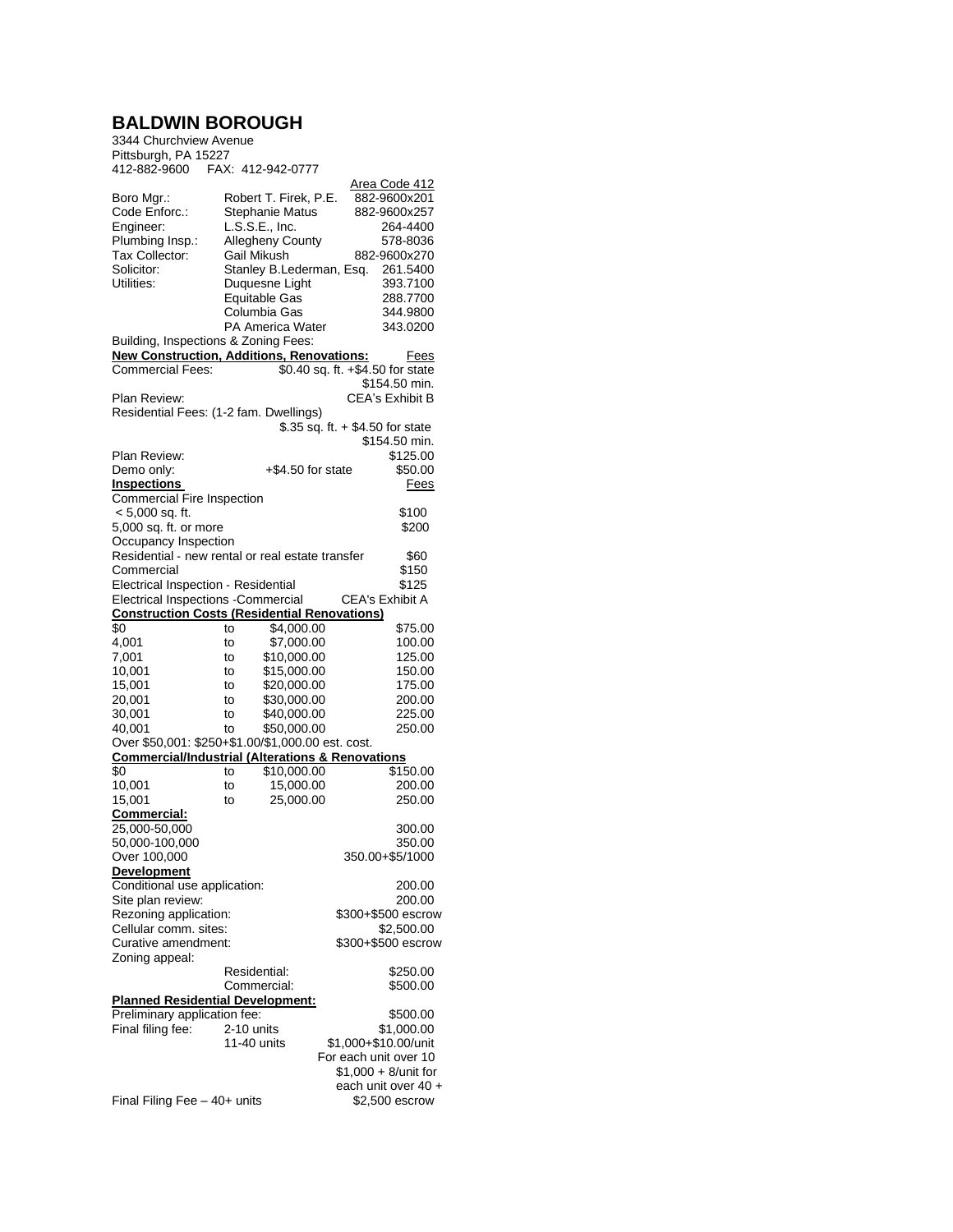# BALDWIN BOROUGH

3344 Churchview Avenue
Pittsburgh, PA 15227
412-882-9600  FAX: 412-942-0777

| | | Area Code 412 |
|---|---|---|
| Boro Mgr.: | Robert T. Firek, P.E. | 882-9600x201 |
| Code Enforc.: | Stephanie Matus | 882-9600x257 |
| Engineer: | L.S.S.E., Inc. | 264-4400 |
| Plumbing Insp.: | Allegheny County | 578-8036 |
| Tax Collector: | Gail Mikush | 882-9600x270 |
| Solicitor: | Stanley B.Lederman, Esq. | 261.5400 |
| Utilities: | Duquesne Light | 393.7100 |
| | Equitable Gas | 288.7700 |
| | Columbia Gas | 344.9800 |
| | PA America Water | 343.0200 |

Building, Inspections & Zoning Fees:

| **New Construction, Additions, Renovations:** | Fees |
|---|---|
| Commercial Fees: | $0.40 sq. ft. +$4.50 for state $154.50 min. |
| Plan Review: | CEA's Exhibit B |
| Residential Fees: (1-2 fam. Dwellings) | $.35 sq. ft. + $4.50 for state $154.50 min. |
| Plan Review: | $125.00 |
| Demo only: +$4.50 for state | $50.00 |

| **Inspections** | Fees |
|---|---|
| Commercial Fire Inspection | |
| < 5,000 sq. ft. | $100 |
| 5,000 sq. ft. or more | $200 |
| Occupancy Inspection | |
| Residential - new rental or real estate transfer | $60 |
| Commercial | $150 |
| Electrical Inspection - Residential | $125 |
| Electrical Inspections -Commercial | CEA's Exhibit A |

**Construction Costs (Residential Renovations)**

| | | | |
|---|---|---|---|
| $0 | to | $4,000.00 | $75.00 |
| 4,001 | to | $7,000.00 | 100.00 |
| 7,001 | to | $10,000.00 | 125.00 |
| 10,001 | to | $15,000.00 | 150.00 |
| 15,001 | to | $20,000.00 | 175.00 |
| 20,001 | to | $30,000.00 | 200.00 |
| 30,001 | to | $40,000.00 | 225.00 |
| 40,001 | to | $50,000.00 | 250.00 |

Over $50,001: $250+$1.00/$1,000.00 est. cost.

**Commercial/Industrial (Alterations & Renovations**

| | | | |
|---|---|---|---|
| $0 | to | $10,000.00 | $150.00 |
| 10,001 | to | 15,000.00 | 200.00 |
| 15,001 | to | 25,000.00 | 250.00 |

**Commercial:**

| | |
|---|---|
| 25,000-50,000 | 300.00 |
| 50,000-100,000 | 350.00 |
| Over 100,000 | 350.00+$5/1000 |

**Development**

| | |
|---|---|
| Conditional use application: | 200.00 |
| Site plan review: | 200.00 |
| Rezoning application: | $300+$500 escrow |
| Cellular comm. sites: | $2,500.00 |
| Curative amendment: | $300+$500 escrow |
| Zoning appeal: Residential: | $250.00 |
| Commercial: | $500.00 |

**Planned Residential Development:**

| | | |
|---|---|---|
| Preliminary application fee: | | $500.00 |
| Final filing fee: | 2-10 units | $1,000.00 |
| | 11-40 units | $1,000+$10.00/unit For each unit over 10 |
| | | $1,000 + 8/unit for each unit over 40 + |
| Final Filing Fee – 40+ units | | $2,500 escrow |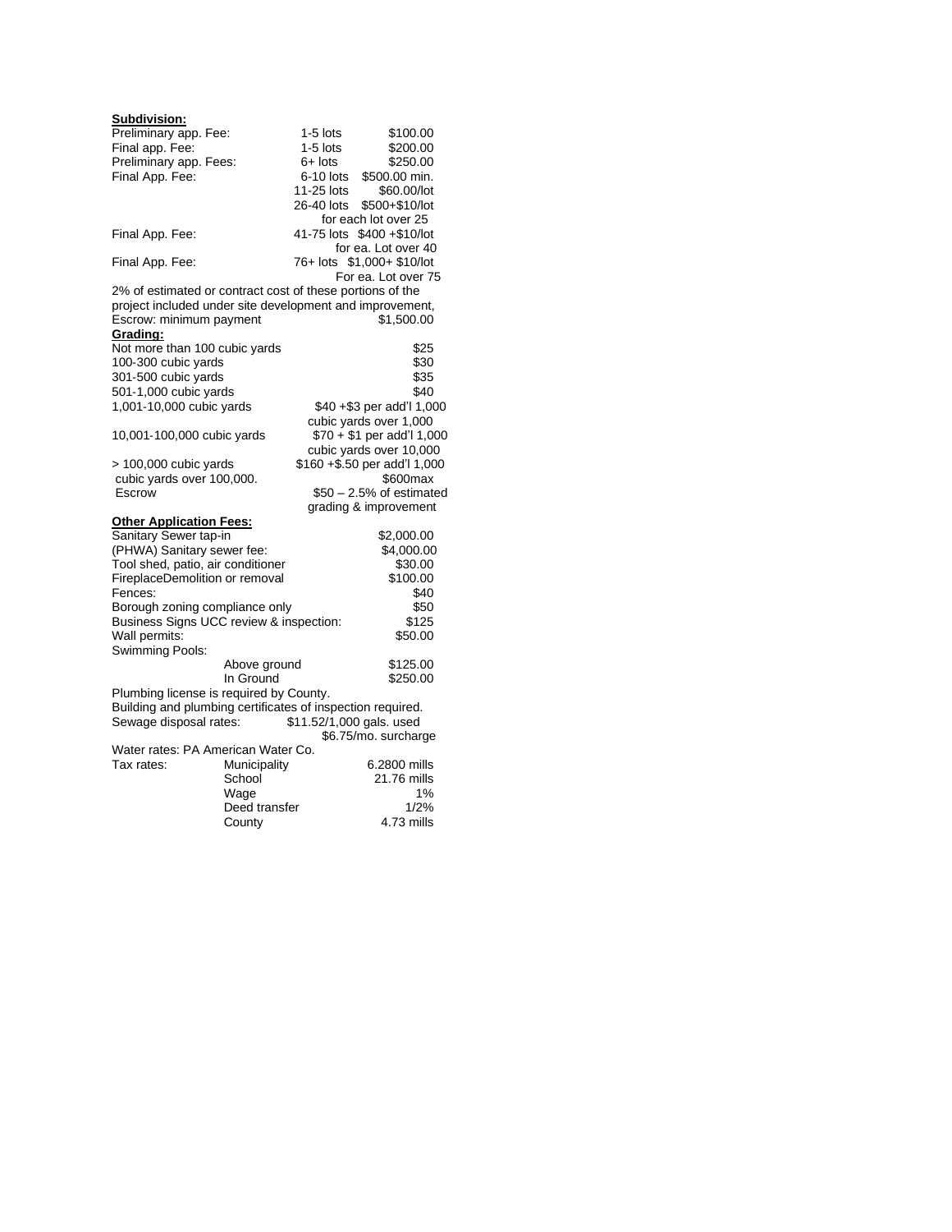**Subdivision:**

| | | |
|---|---|---|
| Preliminary app. Fee: | 1-5 lots | $100.00 |
| Final app. Fee: | 1-5 lots | $200.00 |
| Preliminary app. Fees: | 6+ lots | $250.00 |
| Final App. Fee: | 6-10 lots | $500.00 min. |
| | 11-25 lots | $60.00/lot |
| | 26-40 lots | $500+$10/lot for each lot over 25 |
| Final App. Fee: | 41-75 lots | $400 +$10/lot for ea. Lot over 40 |
| Final App. Fee: | 76+ lots | $1,000+ $10/lot For ea. Lot over 75 |

2% of estimated or contract cost of these portions of the project included under site development and improvement,

Escrow: minimum payment $1,500.00

**Grading:**

| | |
|---|---|
| Not more than 100 cubic yards | $25 |
| 100-300 cubic yards | $30 |
| 301-500 cubic yards | $35 |
| 501-1,000 cubic yards | $40 |
| 1,001-10,000 cubic yards | $40 +$3 per add'l 1,000 cubic yards over 1,000 |
| 10,001-100,000 cubic yards | $70 + $1 per add'l 1,000 cubic yards over 10,000 |
| > 100,000 cubic yards cubic yards over 100,000. | $160 +$.50 per add'l 1,000 $600max |
| Escrow | $50 – 2.5% of estimated grading & improvement |

**Other Application Fees:**

| | |
|---|---|
| Sanitary Sewer tap-in | $2,000.00 |
| (PHWA) Sanitary sewer fee: | $4,000.00 |
| Tool shed, patio, air conditioner | $30.00 |
| FireplaceDemolition or removal | $100.00 |
| Fences: | $40 |
| Borough zoning compliance only | $50 |
| Business Signs UCC review & inspection: | $125 |
| Wall permits: | $50.00 |
| Swimming Pools: | |
| Above ground | $125.00 |
| In Ground | $250.00 |

Plumbing license is required by County.

Building and plumbing certificates of inspection required.

Sewage disposal rates: $11.52/1,000 gals. used
$6.75/mo. surcharge

Water rates: PA American Water Co.

| | | |
|---|---|---|
| Tax rates: | Municipality | 6.2800 mills |
| | School | 21.76 mills |
| | Wage | 1% |
| | Deed transfer | 1/2% |
| | County | 4.73 mills |